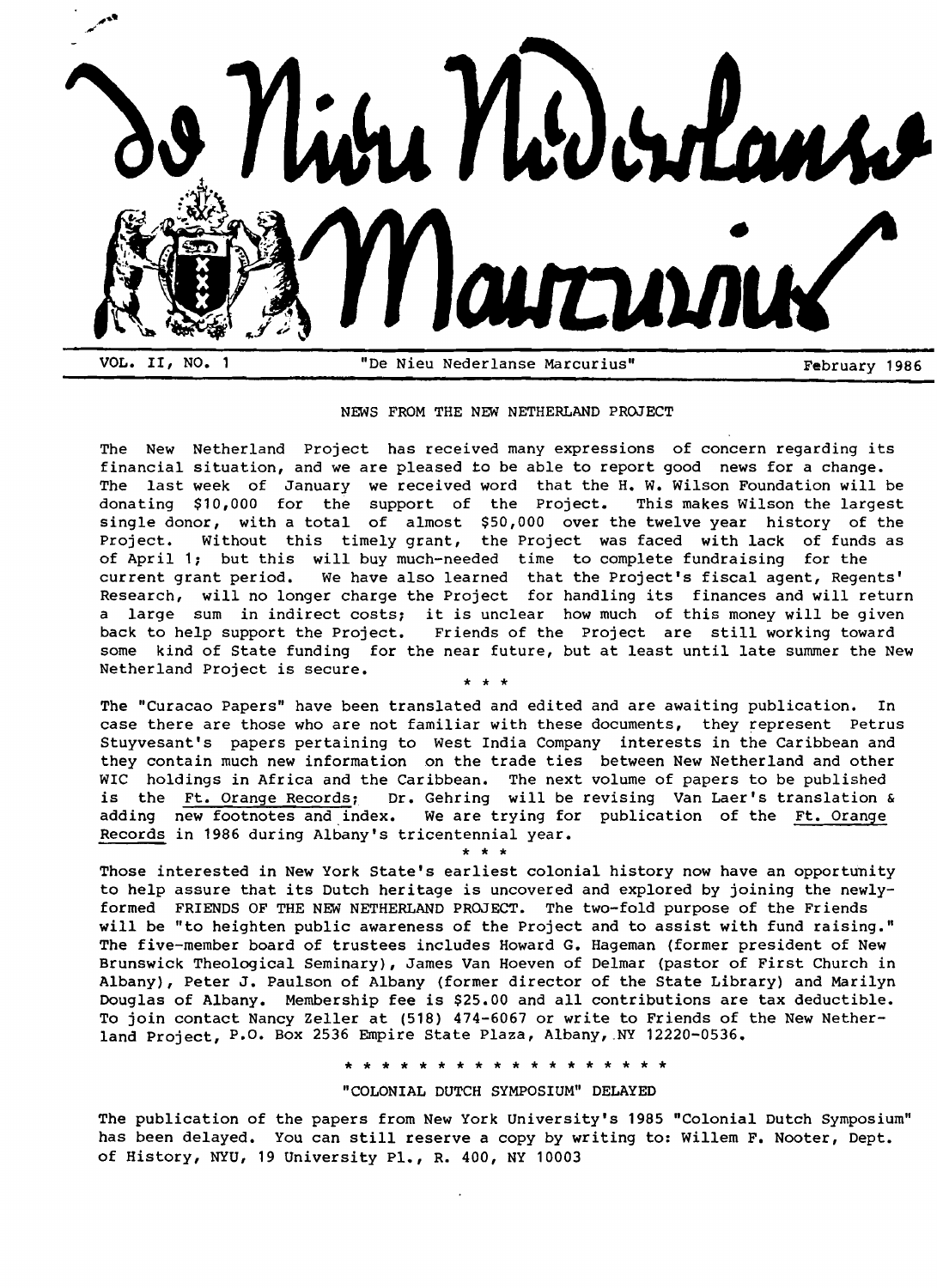# De Nieu Nederlanse Marcurius

VOL. II, NO. 1 — "De Nieu Nederlanse Marcurius" — February 1986

## NEWS FROM THE NEW NETHERLAND PROJECT

The New Netherland Project has received many expressions of concern regarding its financial situation, and we are pleased to be able to report good news for a change. The last week of January we received word that the H. W. Wilson Foundation will be donating $10,000 for the support of the Project. This makes Wilson the largest single donor, with a total of almost $50,000 over the twelve year history of the Project. Without this timely grant, the Project was faced with lack of funds as of April 1; but this will buy much-needed time to complete fundraising for the current grant period. We have also learned that the Project's fiscal agent, Regents' Research, will no longer charge the Project for handling its finances and will return a large sum in indirect costs; it is unclear how much of this money will be given back to help support the Project. Friends of the Project are still working toward some kind of State funding for the near future, but at least until late summer the New Netherland Project is secure.

\* \* \*

The "Curacao Papers" have been translated and edited and are awaiting publication. In case there are those who are not familiar with these documents, they represent Petrus Stuyvesant's papers pertaining to West India Company interests in the Caribbean and they contain much new information on the trade ties between New Netherland and other WIC holdings in Africa and the Caribbean. The next volume of papers to be published is the Ft. Orange Records; Dr. Gehring will be revising Van Laer's translation & adding new footnotes and index. We are trying for publication of the Ft. Orange Records in 1986 during Albany's tricentennial year.

\* \* \*

Those interested in New York State's earliest colonial history now have an opportunity to help assure that its Dutch heritage is uncovered and explored by joining the newly-formed FRIENDS OF THE NEW NETHERLAND PROJECT. The two-fold purpose of the Friends will be "to heighten public awareness of the Project and to assist with fund raising." The five-member board of trustees includes Howard G. Hageman (former president of New Brunswick Theological Seminary), James Van Hoeven of Delmar (pastor of First Church in Albany), Peter J. Paulson of Albany (former director of the State Library) and Marilyn Douglas of Albany. Membership fee is $25.00 and all contributions are tax deductible. To join contact Nancy Zeller at (518) 474-6067 or write to Friends of the New Netherland Project, P.O. Box 2536 Empire State Plaza, Albany, NY 12220-0536.

\* \* \* \* \* \* \* \* \* \* \* \* \* \* \* \* \* \* \*

## "COLONIAL DUTCH SYMPOSIUM" DELAYED

The publication of the papers from New York University's 1985 "Colonial Dutch Symposium" has been delayed. You can still reserve a copy by writing to: Willem F. Nooter, Dept. of History, NYU, 19 University Pl., R. 400, NY 10003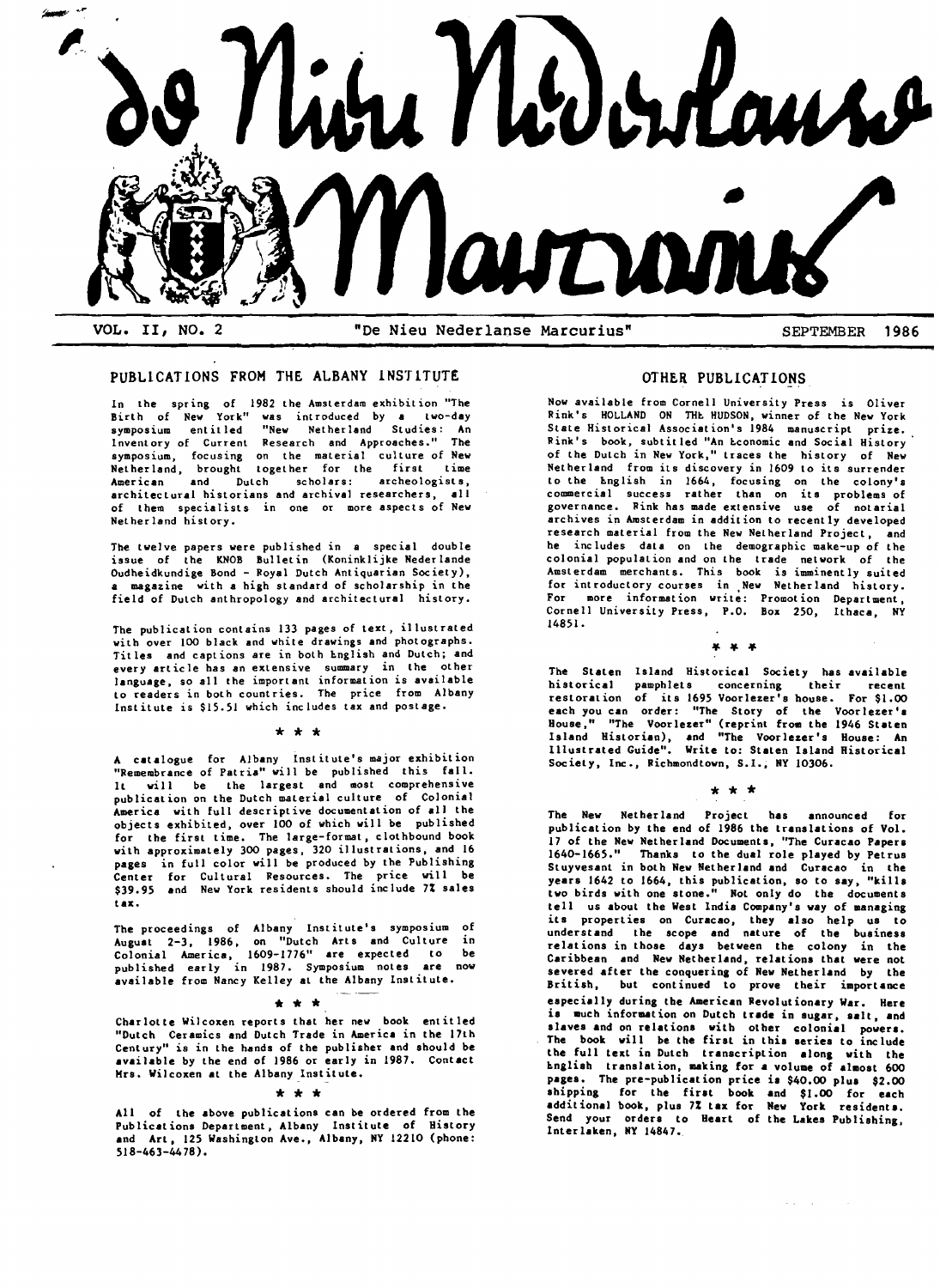# De Nieu Nederlanse Marcurius

VOL. II, NO. 2 — "De Nieu Nederlanse Marcurius" — SEPTEMBER 1986

## PUBLICATIONS FROM THE ALBANY INSTITUTE

In the spring of 1982 the Amsterdam exhibition "The Birth of New York" was introduced by a two-day symposium entitled "New Netherland Studies: An Inventory of Current Research and Approaches." The symposium, focusing on the material culture of New Netherland, brought together for the first time American and Dutch scholars: archeologists, architectural historians and archival researchers, all of them specialists in one or more aspects of New Netherland history.

The twelve papers were published in a special double issue of the KNOB Bulletin (Koninklijke Nederlande Oudheidkundige Bond - Royal Dutch Antiquarian Society), a magazine with a high standard of scholarship in the field of Dutch anthropology and architectural history.

The publication contains 133 pages of text, illustrated with over 100 black and white drawings and photographs. Titles and captions are in both English and Dutch; and every article has an extensive summary in the other language, so all the important information is available to readers in both countries. The price from Albany Institute is $15.51 which includes tax and postage.

* * *

A catalogue for Albany Institute's major exhibition "Remembrance of Patria" will be published this fall. It will be the largest and most comprehensive publication on the Dutch material culture of Colonial America with full descriptive documentation of all the objects exhibited, over 100 of which will be published for the first time. The large-format, clothbound book with approximately 300 pages, 320 illustrations, and 16 pages in full color will be produced by the Publishing Center for Cultural Resources. The price will be $39.95 and New York residents should include 7% sales tax.

The proceedings of Albany Institute's symposium of August 2-3, 1986, on "Dutch Arts and Culture in Colonial America, 1609-1776" are expected to be published early in 1987. Symposium notes are now available from Nancy Kelley at the Albany Institute.

* * *

Charlotte Wilcoxen reports that her new book entitled "Dutch Ceramics and Dutch Trade in America in the 17th Century" is in the hands of the publisher and should be available by the end of 1986 or early in 1987. Contact Mrs. Wilcoxen at the Albany Institute.

* * *

All of the above publications can be ordered from the Publications Department, Albany Institute of History and Art, 125 Washington Ave., Albany, NY 12210 (phone: 518-463-4478).

## OTHER PUBLICATIONS

Now available from Cornell University Press is Oliver Rink's HOLLAND ON THE HUDSON, winner of the New York State Historical Association's 1984 manuscript prize. Rink's book, subtitled "An Economic and Social History of the Dutch in New York," traces the history of New Netherland from its discovery in 1609 to its surrender to the English in 1664, focusing on the colony's commercial success rather than on its problems of governance. Rink has made extensive use of notarial archives in Amsterdam in addition to recently developed research material from the New Netherland Project, and he includes data on the demographic make-up of the colonial population and on the trade network of the Amsterdam merchants. This book is imminently suited for introductory courses in New Netherland history. For more information write: Promotion Department, Cornell University Press, P.O. Box 250, Ithaca, NY 14851.

* * *

The Staten Island Historical Society has available historical pamphlets concerning their recent restoration of its 1695 Voorlezer's house. For $1.00 each you can order: "The Story of the Voorlezer's House," "The Voorlezer" (reprint from the 1946 Staten Island Historian), and "The Voorlezer's House: An Illustrated Guide". Write to: Staten Island Historical Society, Inc., Richmondtown, S.I., NY 10306.

* * *

The New Netherland Project has announced for publication by the end of 1986 the translations of Vol. 17 of the New Netherland Documents, "The Curacao Papers 1640-1665." Thanks to the dual role played by Petrus Stuyvesant in both New Netherland and Curacao in the years 1642 to 1664, this publication, so to say, "kills two birds with one stone." Not only do the documents tell us about the West India Company's way of managing its properties on Curacao, they also help us to understand the scope and nature of the business relations in those days between the colony in the Caribbean and New Netherland, relations that were not severed after the conquering of New Netherland by the British, but continued to prove their importance especially during the American Revolutionary War. Here is much information on Dutch trade in sugar, salt, and slaves and on relations with other colonial powers. The book will be the first in this series to include the full text in Dutch transcription along with the English translation, making for a volume of almost 600 pages. The pre-publication price is $40.00 plus $2.00 shipping for the first book and $1.00 for each additional book, plus 7% tax for New York residents. Send your orders to Heart of the Lakes Publishing, Interlaken, NY 14847.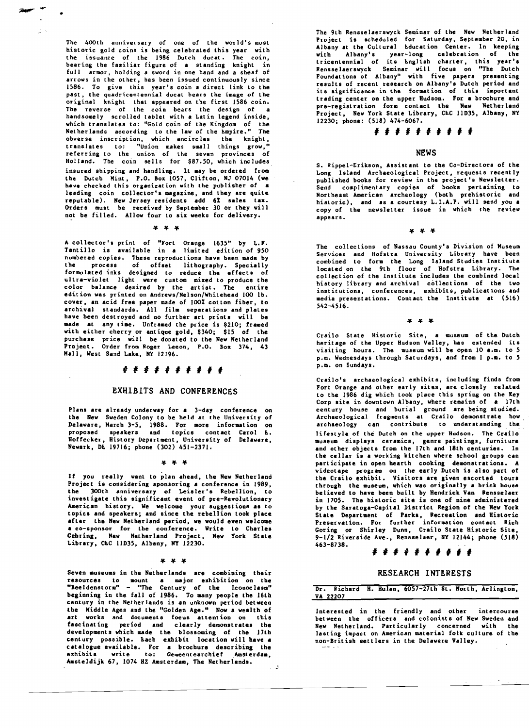The 400th anniversary of one of the world's most historic gold coins is being celebrated this year with the issuance of the 1986 Dutch ducat. The coin, bearing the familiar figure of a standing knight in full armor, holding a sword in one hand and a sheaf of arrows in the other, has been issued continuously since 1586. To give this year's coin a direct link to the past, the quadricentennial ducat bears the image of the original knight that appeared on the first 1586 coin. The reverse of the coin bears the design of a handsomely scrolled tablet with a Latin legend inside, which translates to: "Gold coin of the Kingdom of the Netherlands according to the law of the Empire." The obverse inscription, which encircles the knight, translates to: "Union makes small things grow," referring to the union of the seven provinces of Holland. The coin sells for $87.50, which includes insured shipping and handling. It may be ordered from the Dutch Mint, P.O. Box 1057, Clifton, NJ 07014 (we have checked this organization with the publisher of a leading coin collector's magazine, and they are quite reputable). New Jersey residents add 6% sales tax. Orders must be received by September 30 or they will not be filled. Allow four to six weeks for delivery.

\* \* \*

A collector's print of "Fort Orange 1635" by L.F. Tantillo is available in a limited edition of 950 numbered copies. These reproductions have been made by the process of offset lithography. Specially formulated inks designed to reduce the effects of ultra-violet light were custom mixed to produce the color balance desired by the artist. The entire edition was printed on Andrews/Nelson/Whitehead 100 lb. cover, an acid free paper made of 100% cotton fiber, to archival standards. All film separations and plates have been destroyed and no further art prints will be made at any time. Unframed the price is $210; framed with either cherry or antique gold, $340; $15 of the purchase price will be donated to the New Netherland Project. Order from Roger Leeon, P.O. Box 374, 43 Mall, West Sand Lake, NY 12196.

\# # # # # # # # # #

## EXHIBITS AND CONFERENCES

Plans are already underway for a 3-day conference on the New Sweden Colony to be held at the University of Delaware, March 3-5, 1988. For more information on proposed speakers and topics contact Carol E. Hoffecker, History Department, University of Delaware, Newark, DE 19716; phone (302) 451-2371.

\* \* \*

If you really want to plan ahead, the New Netherland Project is considering sponsoring a conference in 1989, the 300th anniversary of Leisler's Rebellion, to investigate this significant event of pre-Revolutionary American history. We welcome your suggestions as to topics and speakers; and since the rebellion took place after the New Netherland period, we would even welcome a co-sponsor for the conference. Write to Charles Gehring, New Netherland Project, New York State Library, CEC 11D35, Albany, NY 12230.

\* \* \*

Seven museums in the Netherlands are combining their resources to mount a major exhibition on the "Beeldenstorm" - "The Century of the Iconoclasm" beginning in the fall of 1986. To many people the 16th century in the Netherlands is an unknown period between the Middle Ages and the "Golden Age." Now a wealth of art works and documents focus attention on this fascinating period and clearly demonstrates the developments which made the blossoming of the 17th century possible. Each exhibit location will have a catalogue available. For a brochure describing the exhibits write to: Gemeentearchief Amsterdam, Amsteldijk 67, 1074 HZ Amsterdam, The Netherlands.

The 9th Rensselaerswyck Seminar of the New Netherland Project is scheduled for Saturday, September 20, in Albany at the Cultural Education Center. In keeping with Albany's year-long celebration of the tricentennial of its English charter, this year's Rensselaerswyck Seminar will focus on "The Dutch Foundations of Albany" with five papers presenting results of recent research on Albany's Dutch period and its significance in the formation of this important trading center on the upper Hudson. For a brochure and pre-registration form contact the New Netherland Project, New York State Library, CEC 11D35, Albany, NY 12230; phone: (518) 474-6067.

\# # # # # # # # # #

## NEWS

S. Rippel-Erikson, Assistant to the Co-Directors of the Long Island Archaeological Project, requests recently published books for review in the project's Newsletter. Send complimentary copies of books pertaining to Northeast American archeology (both prehistoric and historic), and as a courtesy L.I.A.P. will send you a copy of the newsletter issue in which the review appears.

\* \* \*

The collections of Nassau County's Division of Museum Services and Hofstra University Library have been combined to form the Long Island Studies Institute located on the 9th floor of Hofstra Library. The collection of the Institute includes the combined local history library and archival collections of the two institutions, conferences, exhibits, publications and media presentations. Contact the Institute at (516) 542-4516.

\* \* \*

Crailo State Historic Site, a museum of the Dutch heritage of the Upper Hudson Valley, has extended its visiting hours. The museum will be open 10 a.m. to 5 p.m. Wednesdays through Saturdays, and from 1 p.m. to 5 p.m. on Sundays.

Crailo's archaeological exhibits, including finds from Fort Orange and other early sites, are closely related to the 1986 dig which took place this spring on the Key Corp site in downtown Albany, where remains of a 17th century house and burial ground are being studied. Archaeological fragments at Crailo demonstrate how archaeology can contribute to understanding the lifestyle of the Dutch on the upper Hudson. The Crailo museum displays ceramics, genre paintings, furniture and other objects from the 17th and 18th centuries. In the cellar is a working kitchen where school groups can participate in open hearth cooking demonstrations. A videotape program on the early Dutch is also part of the Crailo exhibit. Visitors are given escorted tours through the museum, which was originally a brick house believed to have been built by Hendrick Van Rensselaer in 1705. The historic site is one of nine administered by the Saratoga-Capital District Region of the New York State Department of Parks, Recreation and Historic Preservation. For further information contact Rich Goring or Shirley Dunn, Crailo State Historic Site, 9-1/2 Riverside Ave., Rensselaer, NY 12144; phone (518) 463-8738.

\# # # # # # # # # #

## RESEARCH INTERESTS

Dr. Richard H. Hulan, 6057-27th St. North, Arlington, VA 22207

Interested in the friendly and other intercourse between the officers and colonists of New Sweden and New Netherland. Particularly concerned with the lasting impact on American material folk culture of the non-British settlers in the Delaware Valley.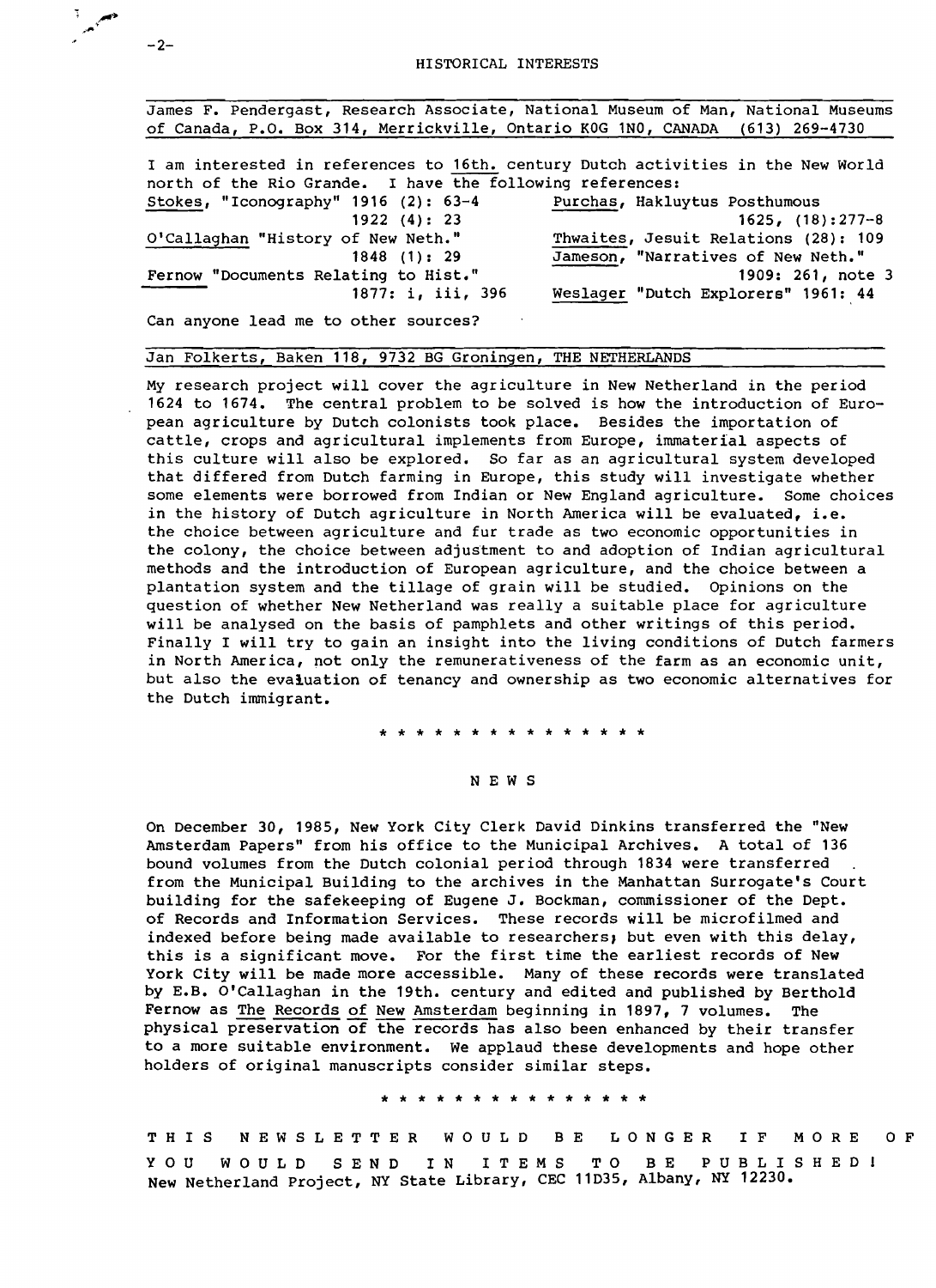## HISTORICAL INTERESTS

James F. Pendergast, Research Associate, National Museum of Man, National Museums of Canada, P.O. Box 314, Merrickville, Ontario K0G 1N0, CANADA (613) 269-4730

I am interested in references to 16th. century Dutch activities in the New World north of the Rio Grande. I have the following references:

| | |
|---|---|
| Stokes, "Iconography" 1916 (2): 63-4 | Purchas, Hakluytus Posthumous |
| 1922 (4): 23 | 1625, (18):277-8 |
| O'Callaghan "History of New Neth." | Thwaites, Jesuit Relations (28): 109 |
| 1848 (1): 29 | Jameson, "Narratives of New Neth." |
| Fernow "Documents Relating to Hist." | 1909: 261, note 3 |
| 1877: i, iii, 396 | Weslager "Dutch Explorers" 1961: 44 |

Can anyone lead me to other sources?

Jan Folkerts, Baken 118, 9732 BG Groningen, THE NETHERLANDS

My research project will cover the agriculture in New Netherland in the period 1624 to 1674. The central problem to be solved is how the introduction of European agriculture by Dutch colonists took place. Besides the importation of cattle, crops and agricultural implements from Europe, immaterial aspects of this culture will also be explored. So far as an agricultural system developed that differed from Dutch farming in Europe, this study will investigate whether some elements were borrowed from Indian or New England agriculture. Some choices in the history of Dutch agriculture in North America will be evaluated, i.e. the choice between agriculture and fur trade as two economic opportunities in the colony, the choice between adjustment to and adoption of Indian agricultural methods and the introduction of European agriculture, and the choice between a plantation system and the tillage of grain will be studied. Opinions on the question of whether New Netherland was really a suitable place for agriculture will be analysed on the basis of pamphlets and other writings of this period. Finally I will try to gain an insight into the living conditions of Dutch farmers in North America, not only the remunerativeness of the farm as an economic unit, but also the evaluation of tenancy and ownership as two economic alternatives for the Dutch immigrant.

\* \* \* \* \* \* \* \* \* \* \* \* \* \* \* \*

## NEWS

On December 30, 1985, New York City Clerk David Dinkins transferred the "New Amsterdam Papers" from his office to the Municipal Archives. A total of 136 bound volumes from the Dutch colonial period through 1834 were transferred from the Municipal Building to the archives in the Manhattan Surrogate's Court building for the safekeeping of Eugene J. Bockman, commissioner of the Dept. of Records and Information Services. These records will be microfilmed and indexed before being made available to researchers; but even with this delay, this is a significant move. For the first time the earliest records of New York City will be made more accessible. Many of these records were translated by E.B. O'Callaghan in the 19th. century and edited and published by Berthold Fernow as The Records of New Amsterdam beginning in 1897, 7 volumes. The physical preservation of the records has also been enhanced by their transfer to a more suitable environment. We applaud these developments and hope other holders of original manuscripts consider similar steps.

\* \* \* \* \* \* \* \* \* \* \* \* \* \* \* \*

THIS NEWSLETTER WOULD BE LONGER IF MORE OF YOU WOULD SEND IN ITEMS TO BE PUBLISHED!
New Netherland Project, NY State Library, CEC 11D35, Albany, NY 12230.